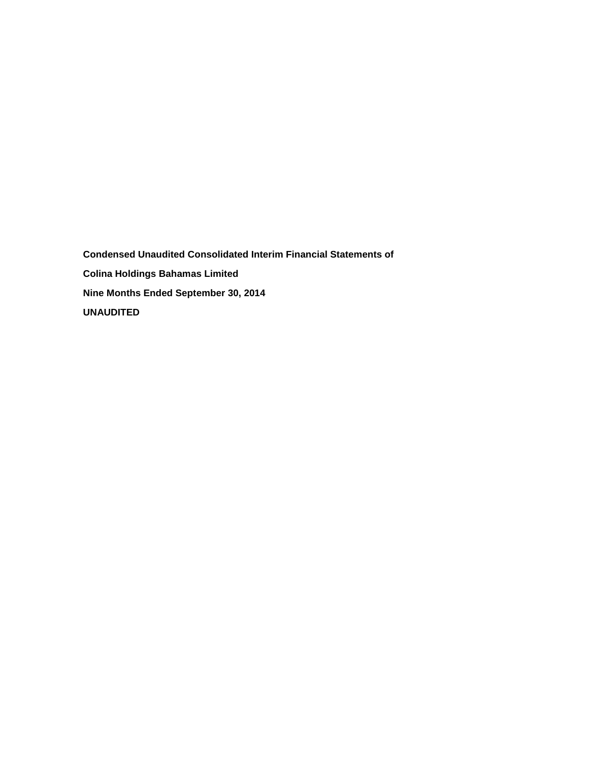**Condensed Unaudited Consolidated Interim Financial Statements of**

**Colina Holdings Bahamas Limited**

**Nine Months Ended September 30, 2014**

**UNAUDITED**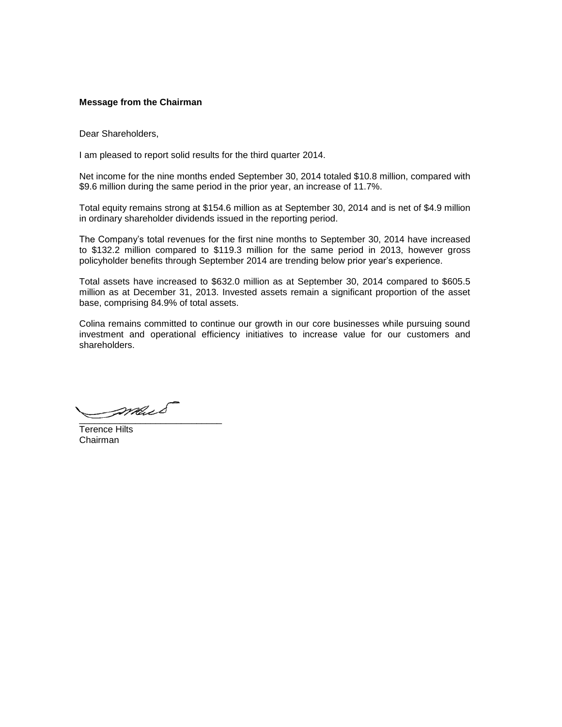**Message from the Chairman**

Dear Shareholders,

I am pleased to report solid results for the third quarter 2014.

Net income for the nine months ended September 30, 2014 totaled $10.8 million, compared with $9.6 million during the same period in the prior year, an increase of 11.7%.

Total equity remains strong at $154.6 million as at September 30, 2014 and is net of $4.9 million in ordinary shareholder dividends issued in the reporting period.

The Company's total revenues for the first nine months to September 30, 2014 have increased to $132.2 million compared to $119.3 million for the same period in 2013, however gross policyholder benefits through September 2014 are trending below prior year's experience.

Total assets have increased to $632.0 million as at September 30, 2014 compared to $605.5 million as at December 31, 2013. Invested assets remain a significant proportion of the asset base, comprising 84.9% of total assets.

Colina remains committed to continue our growth in our core businesses while pursuing sound investment and operational efficiency initiatives to increase value for our customers and shareholders.

Terence Hilts
Chairman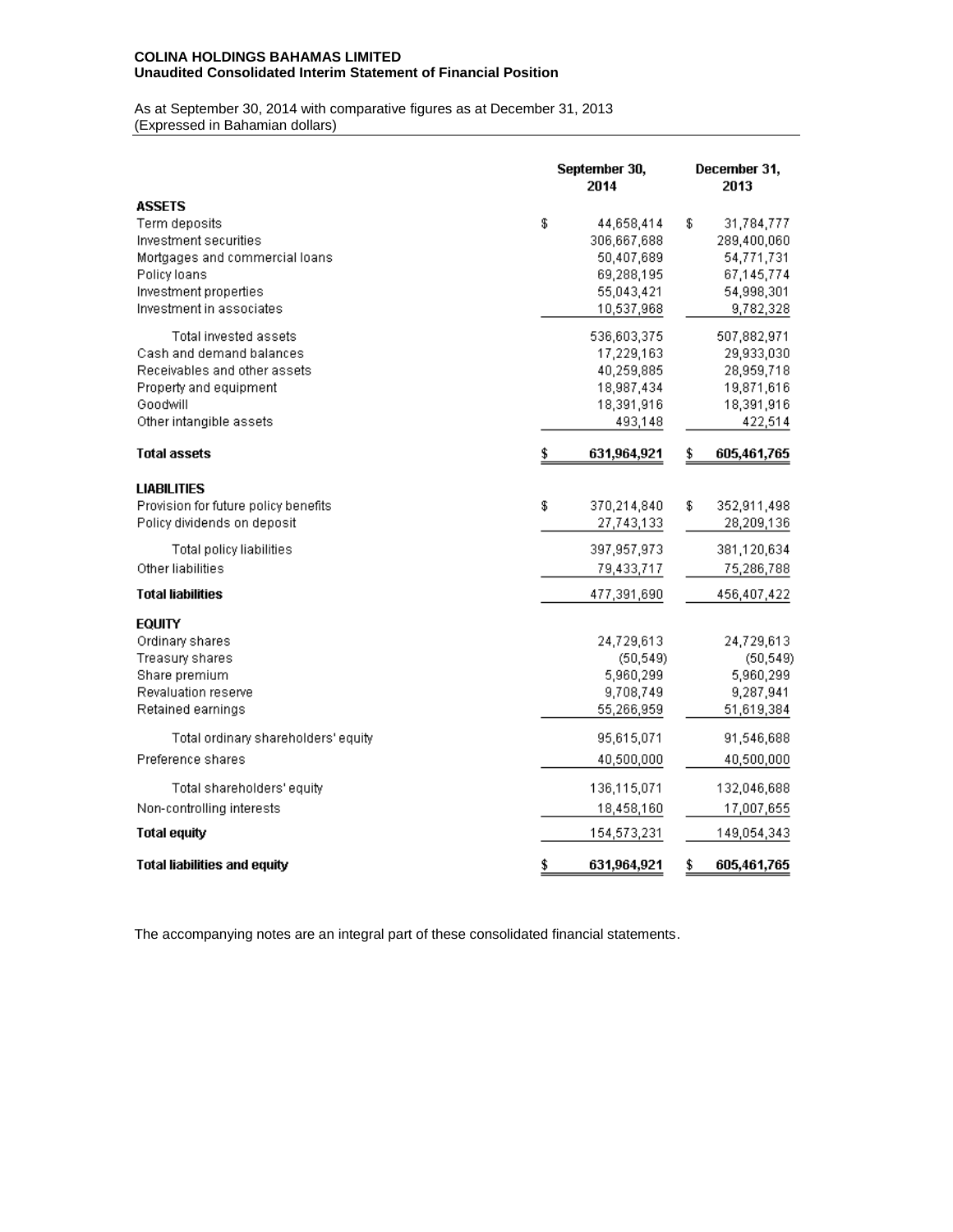**COLINA HOLDINGS BAHAMAS LIMITED**
**Unaudited Consolidated Interim Statement of Financial Position**

As at September 30, 2014 with comparative figures as at December 31, 2013
(Expressed in Bahamian dollars)

| | September 30, 2014 | December 31, 2013 |
|---|---|---|
| **ASSETS** | | |
| Term deposits | $ 44,658,414 | $ 31,784,777 |
| Investment securities | 306,667,688 | 289,400,060 |
| Mortgages and commercial loans | 50,407,689 | 54,771,731 |
| Policy loans | 69,288,195 | 67,145,774 |
| Investment properties | 55,043,421 | 54,998,301 |
| Investment in associates | 10,537,968 | 9,782,328 |
| Total invested assets | 536,603,375 | 507,882,971 |
| Cash and demand balances | 17,229,163 | 29,933,030 |
| Receivables and other assets | 40,259,885 | 28,959,718 |
| Property and equipment | 18,987,434 | 19,871,616 |
| Goodwill | 18,391,916 | 18,391,916 |
| Other intangible assets | 493,148 | 422,514 |
| **Total assets** | **$ 631,964,921** | **$ 605,461,765** |
| **LIABILITIES** | | |
| Provision for future policy benefits | $ 370,214,840 | $ 352,911,498 |
| Policy dividends on deposit | 27,743,133 | 28,209,136 |
| Total policy liabilities | 397,957,973 | 381,120,634 |
| Other liabilities | 79,433,717 | 75,286,788 |
| **Total liabilities** | 477,391,690 | 456,407,422 |
| **EQUITY** | | |
| Ordinary shares | 24,729,613 | 24,729,613 |
| Treasury shares | (50,549) | (50,549) |
| Share premium | 5,960,299 | 5,960,299 |
| Revaluation reserve | 9,708,749 | 9,287,941 |
| Retained earnings | 55,266,959 | 51,619,384 |
| Total ordinary shareholders' equity | 95,615,071 | 91,546,688 |
| Preference shares | 40,500,000 | 40,500,000 |
| Total shareholders' equity | 136,115,071 | 132,046,688 |
| Non-controlling interests | 18,458,160 | 17,007,655 |
| **Total equity** | 154,573,231 | 149,054,343 |
| **Total liabilities and equity** | **$ 631,964,921** | **$ 605,461,765** |

The accompanying notes are an integral part of these consolidated financial statements.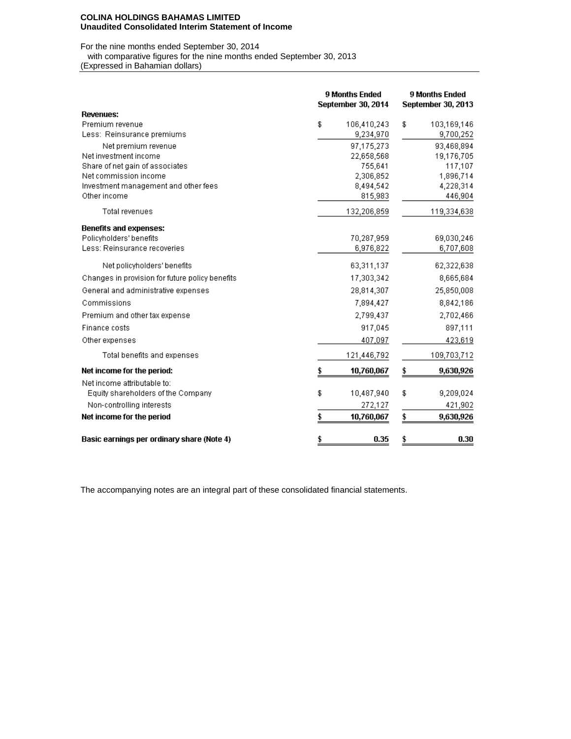**COLINA HOLDINGS BAHAMAS LIMITED**
**Unaudited Consolidated Interim Statement of Income**

For the nine months ended September 30, 2014
with comparative figures for the nine months ended September 30, 2013
(Expressed in Bahamian dollars)

| | 9 Months Ended September 30, 2014 | 9 Months Ended September 30, 2013 |
|---|---|---|
| **Revenues:** | | |
| Premium revenue | $ 106,410,243 | $ 103,169,146 |
| Less: Reinsurance premiums | 9,234,970 | 9,700,252 |
| Net premium revenue | 97,175,273 | 93,468,894 |
| Net investment income | 22,658,568 | 19,176,705 |
| Share of net gain of associates | 755,641 | 117,107 |
| Net commission income | 2,306,852 | 1,896,714 |
| Investment management and other fees | 8,494,542 | 4,228,314 |
| Other income | 815,983 | 446,904 |
| Total revenues | 132,206,859 | 119,334,638 |
| **Benefits and expenses:** | | |
| Policyholders' benefits | 70,287,959 | 69,030,246 |
| Less: Reinsurance recoveries | 6,976,822 | 6,707,608 |
| Net policyholders' benefits | 63,311,137 | 62,322,638 |
| Changes in provision for future policy benefits | 17,303,342 | 8,665,684 |
| General and administrative expenses | 28,814,307 | 25,850,008 |
| Commissions | 7,894,427 | 8,842,186 |
| Premium and other tax expense | 2,799,437 | 2,702,466 |
| Finance costs | 917,045 | 897,111 |
| Other expenses | 407,097 | 423,619 |
| Total benefits and expenses | 121,446,792 | 109,703,712 |
| **Net income for the period:** | **$ 10,760,067** | **$ 9,630,926** |
| Net income attributable to: | | |
| Equity shareholders of the Company | $ 10,487,940 | $ 9,209,024 |
| Non-controlling interests | 272,127 | 421,902 |
| **Net income for the period** | **$ 10,760,067** | **$ 9,630,926** |
| **Basic earnings per ordinary share (Note 4)** | **$ 0.35** | **$ 0.30** |

The accompanying notes are an integral part of these consolidated financial statements.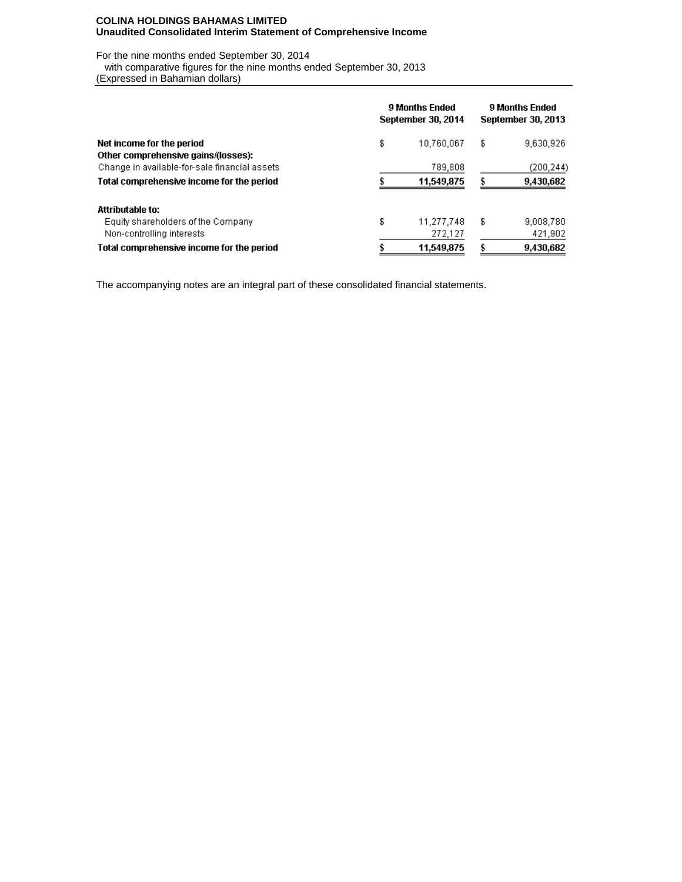**COLINA HOLDINGS BAHAMAS LIMITED**
**Unaudited Consolidated Interim Statement of Comprehensive Income**

For the nine months ended September 30, 2014
with comparative figures for the nine months ended September 30, 2013
(Expressed in Bahamian dollars)

| | 9 Months Ended September 30, 2014 | 9 Months Ended September 30, 2013 |
|---|---|---|
| **Net income for the period** | $ 10,760,067 | $ 9,630,926 |
| **Other comprehensive gains/(losses):** | | |
| Change in available-for-sale financial assets | 789,808 | (200,244) |
| **Total comprehensive income for the period** | **$ 11,549,875** | **$ 9,430,682** |
| | | |
| **Attributable to:** | | |
| Equity shareholders of the Company | $ 11,277,748 | $ 9,008,780 |
| Non-controlling interests | 272,127 | 421,902 |
| **Total comprehensive income for the period** | **$ 11,549,875** | **$ 9,430,682** |

The accompanying notes are an integral part of these consolidated financial statements.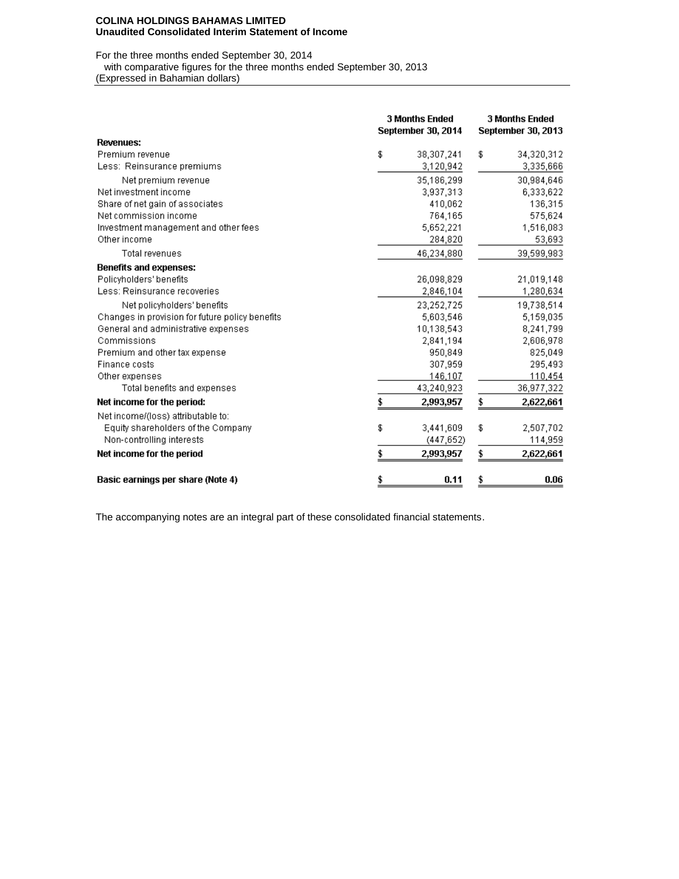**COLINA HOLDINGS BAHAMAS LIMITED**
**Unaudited Consolidated Interim Statement of Income**

For the three months ended September 30, 2014
with comparative figures for the three months ended September 30, 2013
(Expressed in Bahamian dollars)

| | 3 Months Ended September 30, 2014 | 3 Months Ended September 30, 2013 |
|---|---|---|
| **Revenues:** | | |
| Premium revenue | $ 38,307,241 | $ 34,320,312 |
| Less: Reinsurance premiums | 3,120,942 | 3,335,666 |
| Net premium revenue | 35,186,299 | 30,984,646 |
| Net investment income | 3,937,313 | 6,333,622 |
| Share of net gain of associates | 410,062 | 136,315 |
| Net commission income | 764,165 | 575,624 |
| Investment management and other fees | 5,652,221 | 1,516,083 |
| Other income | 284,820 | 53,693 |
| Total revenues | 46,234,880 | 39,599,983 |
| **Benefits and expenses:** | | |
| Policyholders' benefits | 26,098,829 | 21,019,148 |
| Less: Reinsurance recoveries | 2,846,104 | 1,280,634 |
| Net policyholders' benefits | 23,252,725 | 19,738,514 |
| Changes in provision for future policy benefits | 5,603,546 | 5,159,035 |
| General and administrative expenses | 10,138,543 | 8,241,799 |
| Commissions | 2,841,194 | 2,606,978 |
| Premium and other tax expense | 950,849 | 825,049 |
| Finance costs | 307,959 | 295,493 |
| Other expenses | 146,107 | 110,454 |
| Total benefits and expenses | 43,240,923 | 36,977,322 |
| **Net income for the period:** | **$ 2,993,957** | **$ 2,622,661** |
| Net income/(loss) attributable to: | | |
| Equity shareholders of the Company | $ 3,441,609 | $ 2,507,702 |
| Non-controlling interests | (447,652) | 114,959 |
| **Net income for the period** | **$ 2,993,957** | **$ 2,622,661** |
| **Basic earnings per share (Note 4)** | **$ 0.11** | **$ 0.06** |

The accompanying notes are an integral part of these consolidated financial statements.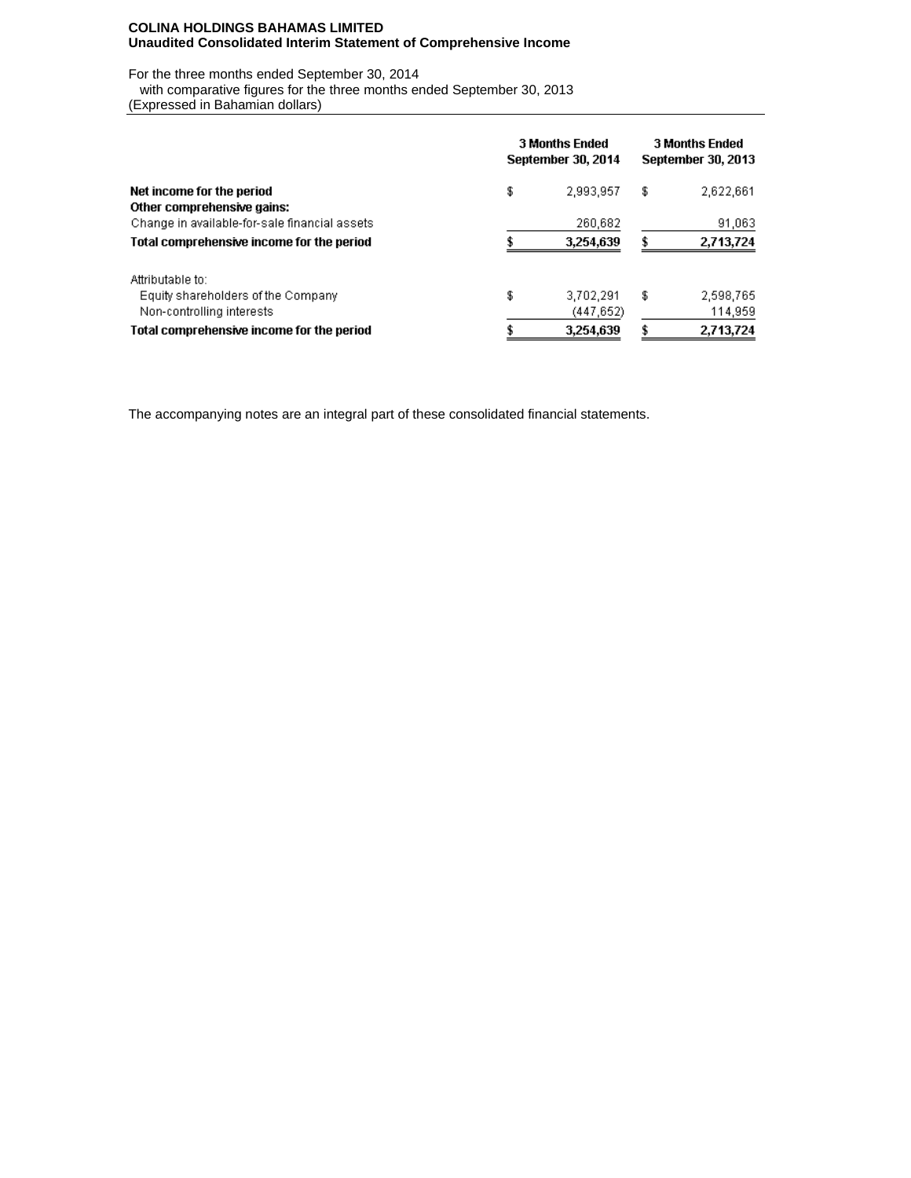**COLINA HOLDINGS BAHAMAS LIMITED**
**Unaudited Consolidated Interim Statement of Comprehensive Income**

For the three months ended September 30, 2014
with comparative figures for the three months ended September 30, 2013
(Expressed in Bahamian dollars)

| | 3 Months Ended September 30, 2014 | 3 Months Ended September 30, 2013 |
|---|---|---|
| **Net income for the period** | $ 2,993,957 | $ 2,622,661 |
| **Other comprehensive gains:** | | |
| Change in available-for-sale financial assets | 260,682 | 91,063 |
| **Total comprehensive income for the period** | **$ 3,254,639** | **$ 2,713,724** |
| | | |
| Attributable to: | | |
| Equity shareholders of the Company | $ 3,702,291 | $ 2,598,765 |
| Non-controlling interests | (447,652) | 114,959 |
| **Total comprehensive income for the period** | **$ 3,254,639** | **$ 2,713,724** |

The accompanying notes are an integral part of these consolidated financial statements.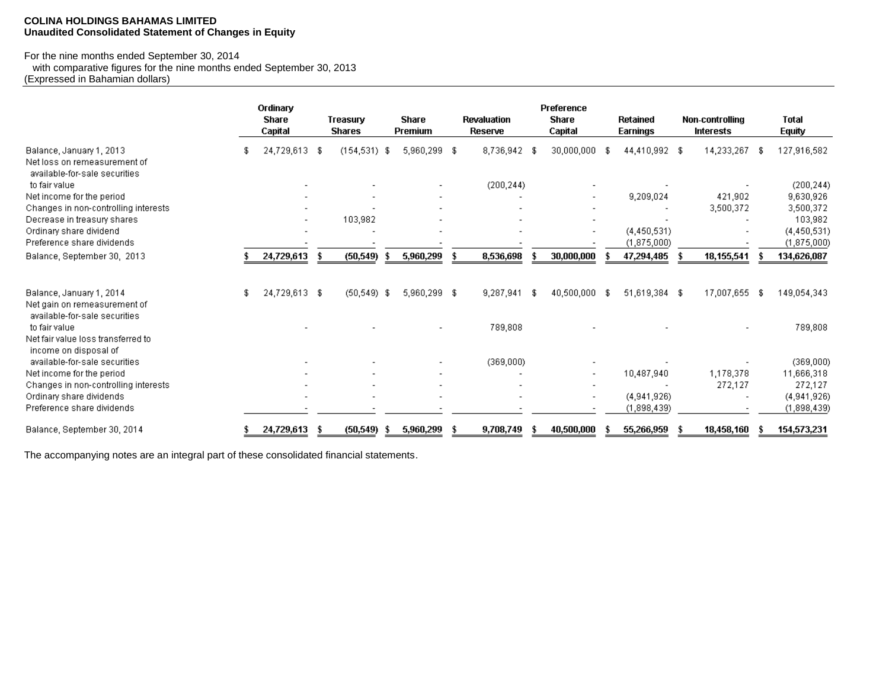**COLINA HOLDINGS BAHAMAS LIMITED**
**Unaudited Consolidated Statement of Changes in Equity**

For the nine months ended September 30, 2014
with comparative figures for the nine months ended September 30, 2013
(Expressed in Bahamian dollars)

| | Ordinary Share Capital | Treasury Shares | Share Premium | Revaluation Reserve | Preference Share Capital | Retained Earnings | Non-controlling Interests | Total Equity |
|---|---|---|---|---|---|---|---|---|
| Balance, January 1, 2013 | $ 24,729,613 | $ (154,531) | $ 5,960,299 | $ 8,736,942 | $ 30,000,000 | $ 44,410,992 | $ 14,233,267 | $ 127,916,582 |
| Net loss on remeasurement of available-for-sale securities to fair value | - | - | - | (200,244) | - | - | - | (200,244) |
| Net income for the period | - | - | - | - | - | 9,209,024 | 421,902 | 9,630,926 |
| Changes in non-controlling interests | - | - | - | - | - | - | 3,500,372 | 3,500,372 |
| Decrease in treasury shares | - | 103,982 | - | - | - | - | - | 103,982 |
| Ordinary share dividend | - | - | - | - | - | (4,450,531) | - | (4,450,531) |
| Preference share dividends | - | - | - | - | - | (1,875,000) | - | (1,875,000) |
| **Balance, September 30, 2013** | **$ 24,729,613** | **$ (50,549)** | **$ 5,960,299** | **$ 8,536,698** | **$ 30,000,000** | **$ 47,294,485** | **$ 18,155,541** | **$ 134,626,087** |
| | | | | | | | | |
| Balance, January 1, 2014 | $ 24,729,613 | $ (50,549) | $ 5,960,299 | $ 9,287,941 | $ 40,500,000 | $ 51,619,384 | $ 17,007,655 | $ 149,054,343 |
| Net gain on remeasurement of available-for-sale securities to fair value | - | - | - | 789,808 | - | - | - | 789,808 |
| Net fair value loss transferred to income on disposal of available-for-sale securities | - | - | - | (369,000) | - | - | - | (369,000) |
| Net income for the period | - | - | - | - | - | 10,487,940 | 1,178,378 | 11,666,318 |
| Changes in non-controlling interests | - | - | - | - | - | - | 272,127 | 272,127 |
| Ordinary share dividends | - | - | - | - | - | (4,941,926) | - | (4,941,926) |
| Preference share dividends | - | - | - | - | - | (1,898,439) | - | (1,898,439) |
| **Balance, September 30, 2014** | **$ 24,729,613** | **$ (50,549)** | **$ 5,960,299** | **$ 9,708,749** | **$ 40,500,000** | **$ 55,266,959** | **$ 18,458,160** | **$ 154,573,231** |

The accompanying notes are an integral part of these consolidated financial statements.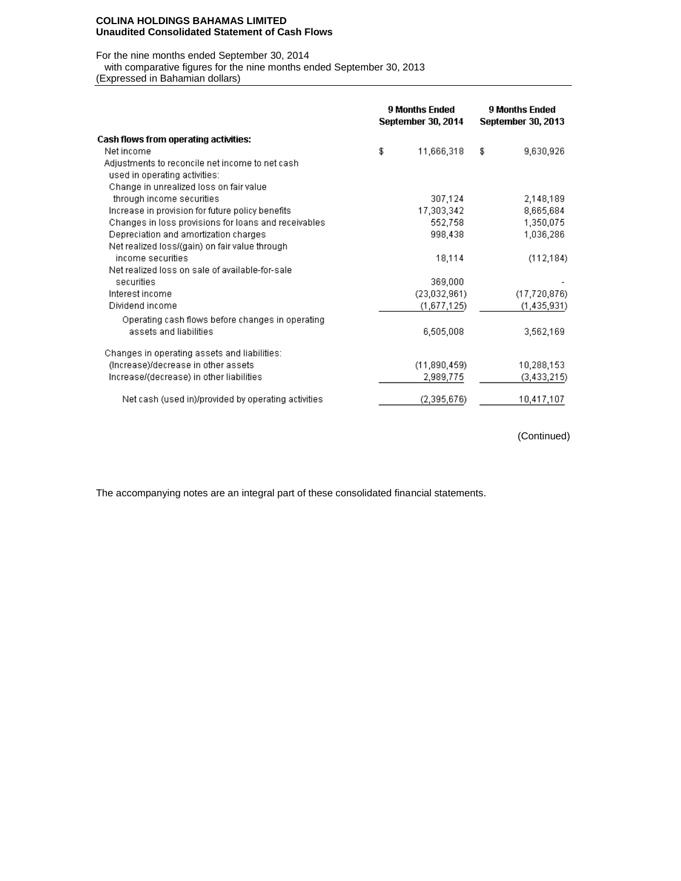**COLINA HOLDINGS BAHAMAS LIMITED**
**Unaudited Consolidated Statement of Cash Flows**

For the nine months ended September 30, 2014
with comparative figures for the nine months ended September 30, 2013
(Expressed in Bahamian dollars)

| | 9 Months Ended September 30, 2014 | 9 Months Ended September 30, 2013 |
|---|---|---|
| **Cash flows from operating activities:** | | |
| Net income | $ 11,666,318 | $ 9,630,926 |
| Adjustments to reconcile net income to net cash used in operating activities: | | |
| Change in unrealized loss on fair value through income securities | 307,124 | 2,148,189 |
| Increase in provision for future policy benefits | 17,303,342 | 8,665,684 |
| Changes in loss provisions for loans and receivables | 552,758 | 1,350,075 |
| Depreciation and amortization charges | 998,438 | 1,036,286 |
| Net realized loss/(gain) on fair value through income securities | 18,114 | (112,184) |
| Net realized loss on sale of available-for-sale securities | 369,000 | - |
| Interest income | (23,032,961) | (17,720,876) |
| Dividend income | (1,677,125) | (1,435,931) |
| Operating cash flows before changes in operating assets and liabilities | 6,505,008 | 3,562,169 |
| Changes in operating assets and liabilities: | | |
| (Increase)/decrease in other assets | (11,890,459) | 10,288,153 |
| Increase/(decrease) in other liabilities | 2,989,775 | (3,433,215) |
| Net cash (used in)/provided by operating activities | (2,395,676) | 10,417,107 |

(Continued)

The accompanying notes are an integral part of these consolidated financial statements.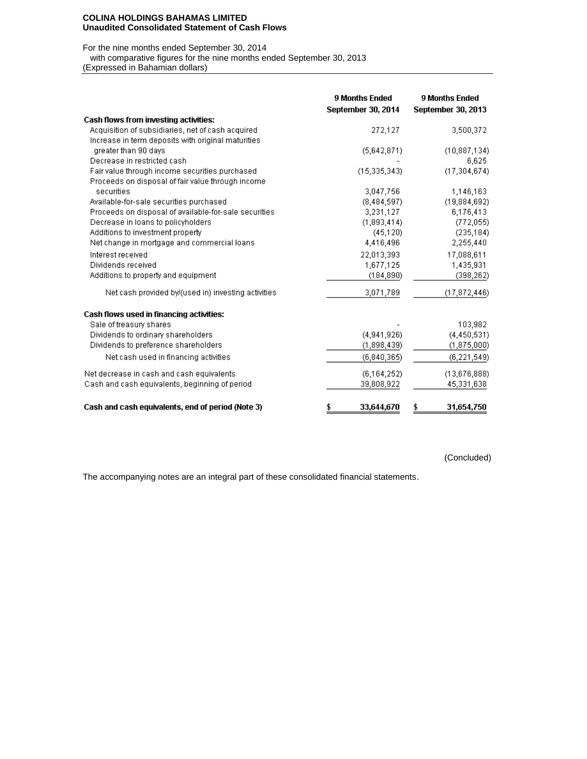**COLINA HOLDINGS BAHAMAS LIMITED**
**Unaudited Consolidated Statement of Cash Flows**

For the nine months ended September 30, 2014
with comparative figures for the nine months ended September 30, 2013
(Expressed in Bahamian dollars)

| | 9 Months Ended September 30, 2014 | 9 Months Ended September 30, 2013 |
|---|---|---|
| **Cash flows from investing activities:** | | |
| Acquisition of subsidiaries, net of cash acquired | 272,127 | 3,500,372 |
| Increase in term deposits with original maturities greater than 90 days | (5,642,871) | (10,887,134) |
| Decrease in restricted cash | - | 6,625 |
| Fair value through income securities purchased | (15,335,343) | (17,304,674) |
| Proceeds on disposal of fair value through income securities | 3,047,756 | 1,146,163 |
| Available-for-sale securities purchased | (8,484,597) | (19,884,692) |
| Proceeds on disposal of available-for-sale securities | 3,231,127 | 6,176,413 |
| Decrease in loans to policyholders | (1,893,414) | (772,055) |
| Additions to investment property | (45,120) | (235,184) |
| Net change in mortgage and commercial loans | 4,416,496 | 2,255,440 |
| Interest received | 22,013,393 | 17,088,611 |
| Dividends received | 1,677,125 | 1,435,931 |
| Additions to property and equipment | (184,890) | (398,262) |
| Net cash provided by/(used in) investing activities | 3,071,789 | (17,872,446) |
| **Cash flows used in financing activities:** | | |
| Sale of treasury shares | - | 103,982 |
| Dividends to ordinary shareholders | (4,941,926) | (4,450,531) |
| Dividends to preference shareholders | (1,898,439) | (1,875,000) |
| Net cash used in financing activities | (6,840,365) | (6,221,549) |
| Net decrease in cash and cash equivalents | (6,164,252) | (13,676,888) |
| Cash and cash equivalents, beginning of period | 39,808,922 | 45,331,638 |
| **Cash and cash equivalents, end of period (Note 3)** | **$ 33,644,670** | **$ 31,654,750** |

(Concluded)

The accompanying notes are an integral part of these consolidated financial statements.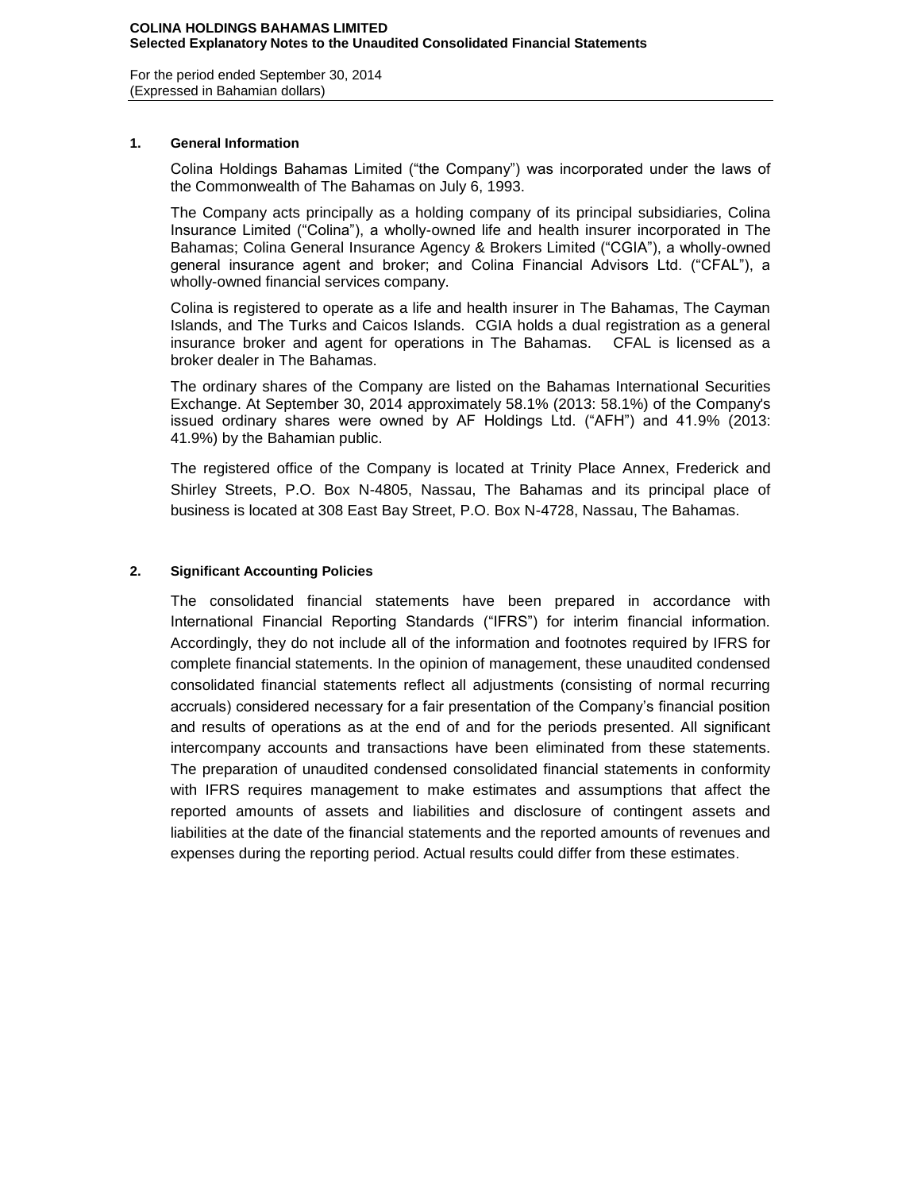## 1. General Information

Colina Holdings Bahamas Limited (“the Company”) was incorporated under the laws of the Commonwealth of The Bahamas on July 6, 1993.

The Company acts principally as a holding company of its principal subsidiaries, Colina Insurance Limited (“Colina”), a wholly-owned life and health insurer incorporated in The Bahamas; Colina General Insurance Agency & Brokers Limited (“CGIA”), a wholly-owned general insurance agent and broker; and Colina Financial Advisors Ltd. (“CFAL”), a wholly-owned financial services company.

Colina is registered to operate as a life and health insurer in The Bahamas, The Cayman Islands, and The Turks and Caicos Islands. CGIA holds a dual registration as a general insurance broker and agent for operations in The Bahamas. CFAL is licensed as a broker dealer in The Bahamas.

The ordinary shares of the Company are listed on the Bahamas International Securities Exchange. At September 30, 2014 approximately 58.1% (2013: 58.1%) of the Company's issued ordinary shares were owned by AF Holdings Ltd. (“AFH”) and 41.9% (2013: 41.9%) by the Bahamian public.

The registered office of the Company is located at Trinity Place Annex, Frederick and Shirley Streets, P.O. Box N-4805, Nassau, The Bahamas and its principal place of business is located at 308 East Bay Street, P.O. Box N-4728, Nassau, The Bahamas.

## 2. Significant Accounting Policies

The consolidated financial statements have been prepared in accordance with International Financial Reporting Standards (“IFRS”) for interim financial information. Accordingly, they do not include all of the information and footnotes required by IFRS for complete financial statements. In the opinion of management, these unaudited condensed consolidated financial statements reflect all adjustments (consisting of normal recurring accruals) considered necessary for a fair presentation of the Company’s financial position and results of operations as at the end of and for the periods presented. All significant intercompany accounts and transactions have been eliminated from these statements. The preparation of unaudited condensed consolidated financial statements in conformity with IFRS requires management to make estimates and assumptions that affect the reported amounts of assets and liabilities and disclosure of contingent assets and liabilities at the date of the financial statements and the reported amounts of revenues and expenses during the reporting period. Actual results could differ from these estimates.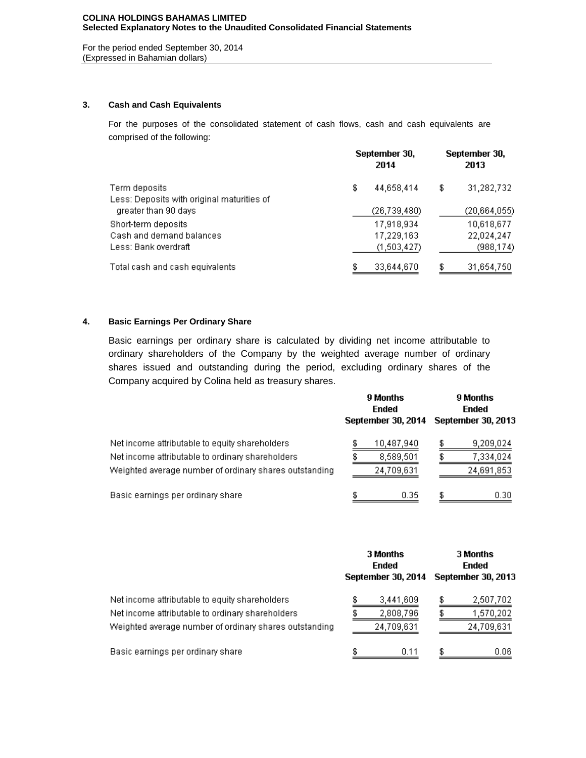## 3. Cash and Cash Equivalents

For the purposes of the consolidated statement of cash flows, cash and cash equivalents are comprised of the following:

| | September 30, 2014 | September 30, 2013 |
|---|---|---|
| Term deposits | $ 44,658,414 | $ 31,282,732 |
| Less: Deposits with original maturities of greater than 90 days | (26,739,480) | (20,664,055) |
| Short-term deposits | 17,918,934 | 10,618,677 |
| Cash and demand balances | 17,229,163 | 22,024,247 |
| Less: Bank overdraft | (1,503,427) | (988,174) |
| Total cash and cash equivalents | $ 33,644,670 | $ 31,654,750 |

## 4. Basic Earnings Per Ordinary Share

Basic earnings per ordinary share is calculated by dividing net income attributable to ordinary shareholders of the Company by the weighted average number of ordinary shares issued and outstanding during the period, excluding ordinary shares of the Company acquired by Colina held as treasury shares.

| | 9 Months Ended September 30, 2014 | 9 Months Ended September 30, 2013 |
|---|---|---|
| Net income attributable to equity shareholders | $ 10,487,940 | $ 9,209,024 |
| Net income attributable to ordinary shareholders | $ 8,589,501 | $ 7,334,024 |
| Weighted average number of ordinary shares outstanding | 24,709,631 | 24,691,853 |
| Basic earnings per ordinary share | $ 0.35 | $ 0.30 |

| | 3 Months Ended September 30, 2014 | 3 Months Ended September 30, 2013 |
|---|---|---|
| Net income attributable to equity shareholders | $ 3,441,609 | $ 2,507,702 |
| Net income attributable to ordinary shareholders | $ 2,808,796 | $ 1,570,202 |
| Weighted average number of ordinary shares outstanding | 24,709,631 | 24,709,631 |
| Basic earnings per ordinary share | $ 0.11 | $ 0.06 |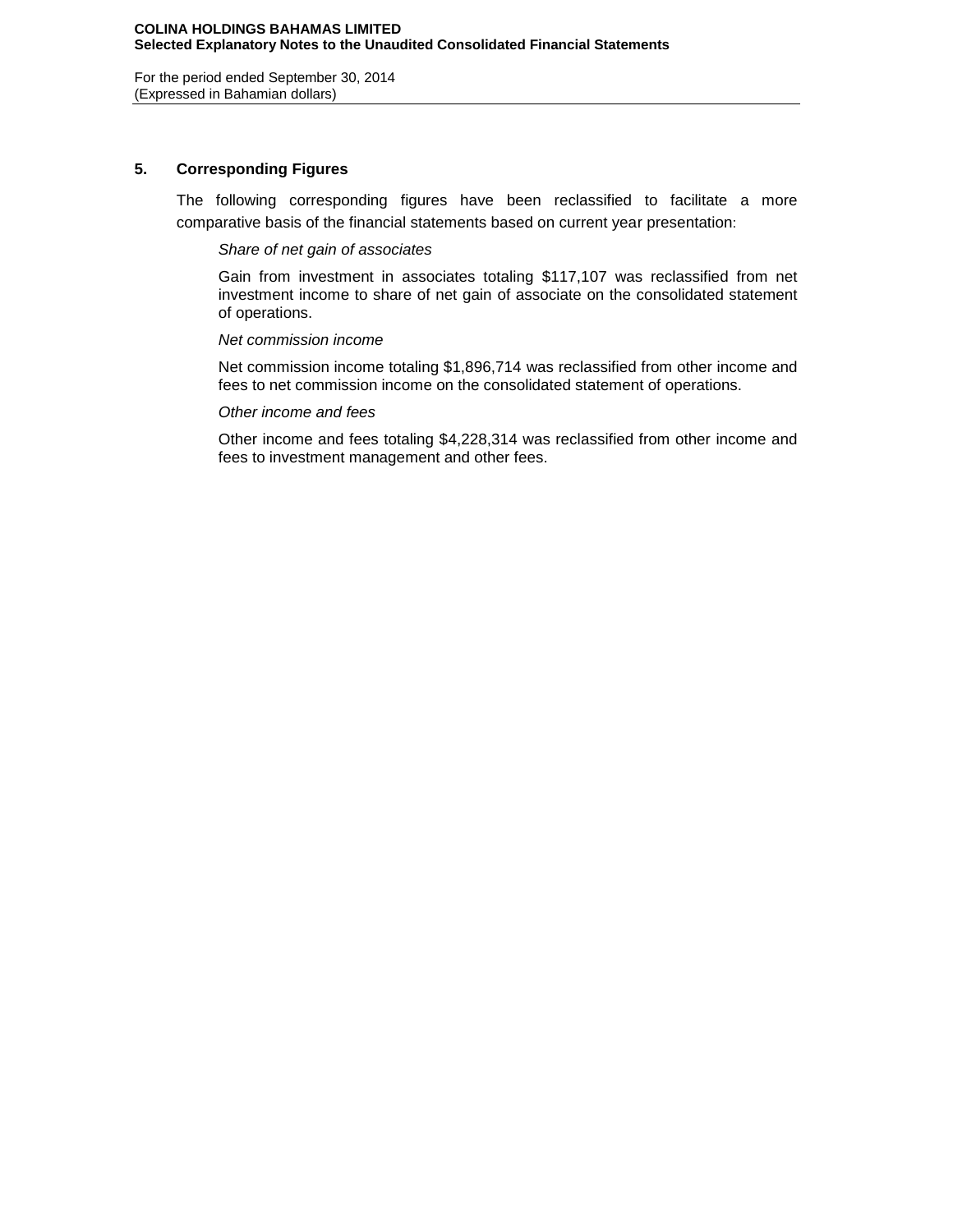## 5. Corresponding Figures

The following corresponding figures have been reclassified to facilitate a more comparative basis of the financial statements based on current year presentation:

*Share of net gain of associates*

Gain from investment in associates totaling $117,107 was reclassified from net investment income to share of net gain of associate on the consolidated statement of operations.

*Net commission income*

Net commission income totaling $1,896,714 was reclassified from other income and fees to net commission income on the consolidated statement of operations.

*Other income and fees*

Other income and fees totaling $4,228,314 was reclassified from other income and fees to investment management and other fees.